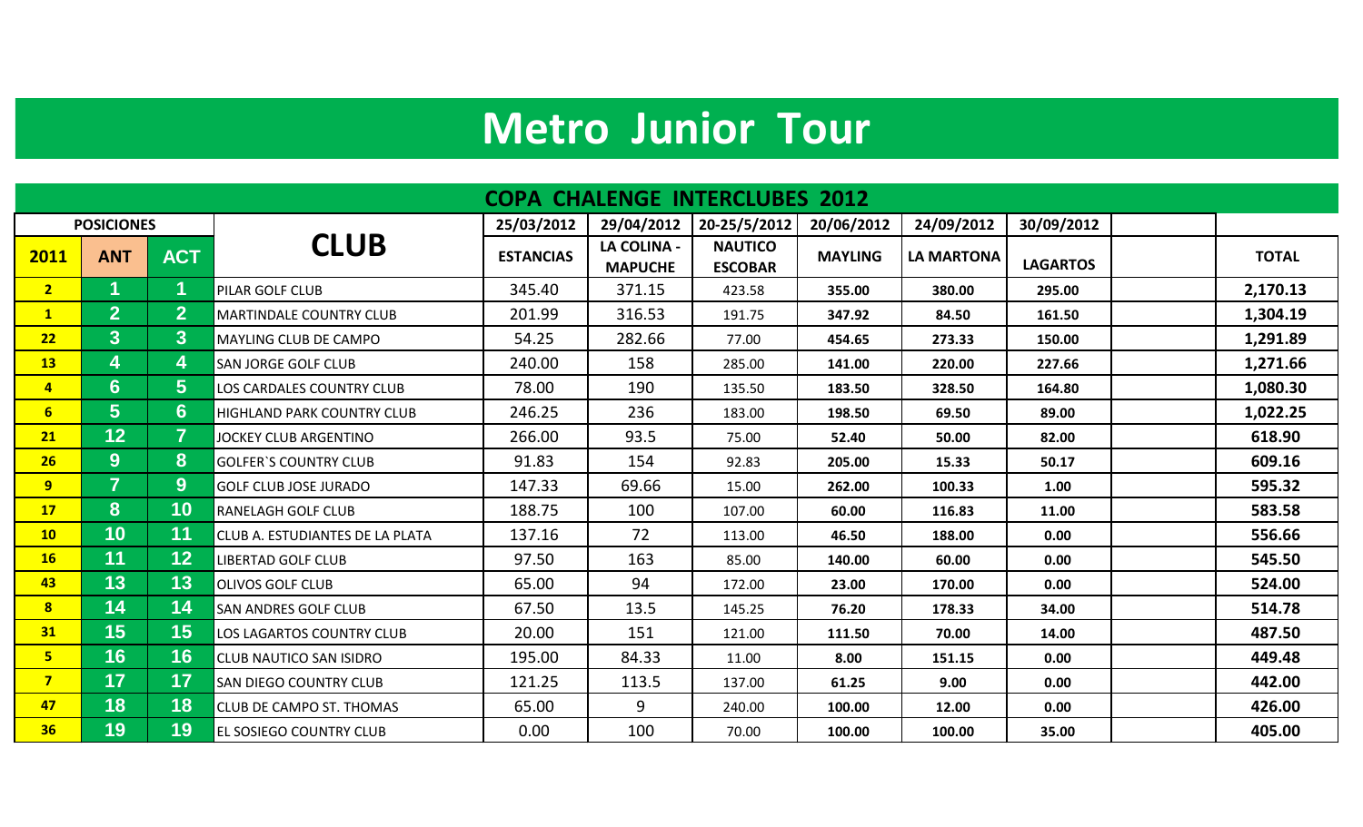# Metro Junior Tour

## COPA CHALENGE INTERCLUBES 2012

| POSICIONES | | | CLUB | 25/03/2012 | 29/04/2012 | 20-25/5/2012 | 20/06/2012 | 24/09/2012 | 30/09/2012 | | |
|---|---|---|---|---|---|---|---|---|---|---|---|
| 2011 | ANT | ACT | | ESTANCIAS | LA COLINA - MAPUCHE | NAUTICO ESCOBAR | MAYLING | LA MARTONA | LAGARTOS | | TOTAL |
| 2 | 1 | 1 | PILAR GOLF CLUB | 345.40 | 371.15 | 423.58 | 355.00 | 380.00 | 295.00 | | 2,170.13 |
| 1 | 2 | 2 | MARTINDALE COUNTRY CLUB | 201.99 | 316.53 | 191.75 | 347.92 | 84.50 | 161.50 | | 1,304.19 |
| 22 | 3 | 3 | MAYLING CLUB DE CAMPO | 54.25 | 282.66 | 77.00 | 454.65 | 273.33 | 150.00 | | 1,291.89 |
| 13 | 4 | 4 | SAN JORGE GOLF CLUB | 240.00 | 158 | 285.00 | 141.00 | 220.00 | 227.66 | | 1,271.66 |
| 4 | 6 | 5 | LOS CARDALES COUNTRY CLUB | 78.00 | 190 | 135.50 | 183.50 | 328.50 | 164.80 | | 1,080.30 |
| 6 | 5 | 6 | HIGHLAND PARK COUNTRY CLUB | 246.25 | 236 | 183.00 | 198.50 | 69.50 | 89.00 | | 1,022.25 |
| 21 | 12 | 7 | JOCKEY CLUB ARGENTINO | 266.00 | 93.5 | 75.00 | 52.40 | 50.00 | 82.00 | | 618.90 |
| 26 | 9 | 8 | GOLFER`S COUNTRY CLUB | 91.83 | 154 | 92.83 | 205.00 | 15.33 | 50.17 | | 609.16 |
| 9 | 7 | 9 | GOLF CLUB JOSE JURADO | 147.33 | 69.66 | 15.00 | 262.00 | 100.33 | 1.00 | | 595.32 |
| 17 | 8 | 10 | RANELAGH GOLF CLUB | 188.75 | 100 | 107.00 | 60.00 | 116.83 | 11.00 | | 583.58 |
| 10 | 10 | 11 | CLUB A. ESTUDIANTES DE LA PLATA | 137.16 | 72 | 113.00 | 46.50 | 188.00 | 0.00 | | 556.66 |
| 16 | 11 | 12 | LIBERTAD GOLF CLUB | 97.50 | 163 | 85.00 | 140.00 | 60.00 | 0.00 | | 545.50 |
| 43 | 13 | 13 | OLIVOS GOLF CLUB | 65.00 | 94 | 172.00 | 23.00 | 170.00 | 0.00 | | 524.00 |
| 8 | 14 | 14 | SAN ANDRES GOLF CLUB | 67.50 | 13.5 | 145.25 | 76.20 | 178.33 | 34.00 | | 514.78 |
| 31 | 15 | 15 | LOS LAGARTOS COUNTRY CLUB | 20.00 | 151 | 121.00 | 111.50 | 70.00 | 14.00 | | 487.50 |
| 5 | 16 | 16 | CLUB NAUTICO SAN ISIDRO | 195.00 | 84.33 | 11.00 | 8.00 | 151.15 | 0.00 | | 449.48 |
| 7 | 17 | 17 | SAN DIEGO COUNTRY CLUB | 121.25 | 113.5 | 137.00 | 61.25 | 9.00 | 0.00 | | 442.00 |
| 47 | 18 | 18 | CLUB DE CAMPO ST. THOMAS | 65.00 | 9 | 240.00 | 100.00 | 12.00 | 0.00 | | 426.00 |
| 36 | 19 | 19 | EL SOSIEGO COUNTRY CLUB | 0.00 | 100 | 70.00 | 100.00 | 100.00 | 35.00 | | 405.00 |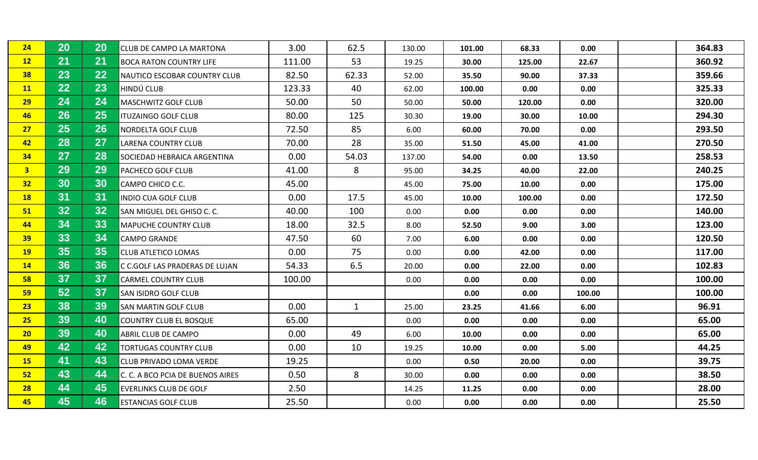| | | | | | | | | | | | |
|---|---|---|---|---|---|---|---|---|---|---|---|
| 24 | 20 | 20 | CLUB DE CAMPO LA MARTONA | 3.00 | 62.5 | 130.00 | **101.00** | **68.33** | **0.00** | | **364.83** |
| 12 | 21 | 21 | BOCA RATON COUNTRY LIFE | 111.00 | 53 | 19.25 | **30.00** | **125.00** | **22.67** | | **360.92** |
| 38 | 23 | 22 | NAUTICO ESCOBAR COUNTRY CLUB | 82.50 | 62.33 | 52.00 | **35.50** | **90.00** | **37.33** | | **359.66** |
| 11 | 22 | 23 | HINDÚ CLUB | 123.33 | 40 | 62.00 | **100.00** | **0.00** | **0.00** | | **325.33** |
| 29 | 24 | 24 | MASCHWITZ GOLF CLUB | 50.00 | 50 | 50.00 | **50.00** | **120.00** | **0.00** | | **320.00** |
| 46 | 26 | 25 | ITUZAINGO GOLF CLUB | 80.00 | 125 | 30.30 | **19.00** | **30.00** | **10.00** | | **294.30** |
| 27 | 25 | 26 | NORDELTA GOLF CLUB | 72.50 | 85 | 6.00 | **60.00** | **70.00** | **0.00** | | **293.50** |
| 42 | 28 | 27 | LARENA COUNTRY CLUB | 70.00 | 28 | 35.00 | **51.50** | **45.00** | **41.00** | | **270.50** |
| 34 | 27 | 28 | SOCIEDAD HEBRAICA ARGENTINA | 0.00 | 54.03 | 137.00 | **54.00** | **0.00** | **13.50** | | **258.53** |
| 3 | 29 | 29 | PACHECO GOLF CLUB | 41.00 | 8 | 95.00 | **34.25** | **40.00** | **22.00** | | **240.25** |
| 32 | 30 | 30 | CAMPO CHICO C.C. | 45.00 | | 45.00 | **75.00** | **10.00** | **0.00** | | **175.00** |
| 18 | 31 | 31 | INDIO CUA GOLF CLUB | 0.00 | 17.5 | 45.00 | **10.00** | **100.00** | **0.00** | | **172.50** |
| 51 | 32 | 32 | SAN MIGUEL DEL GHISO C. C. | 40.00 | 100 | 0.00 | **0.00** | **0.00** | **0.00** | | **140.00** |
| 44 | 34 | 33 | MAPUCHE COUNTRY CLUB | 18.00 | 32.5 | 8.00 | **52.50** | **9.00** | **3.00** | | **123.00** |
| 39 | 33 | 34 | CAMPO GRANDE | 47.50 | 60 | 7.00 | **6.00** | **0.00** | **0.00** | | **120.50** |
| 19 | 35 | 35 | CLUB ATLETICO LOMAS | 0.00 | 75 | 0.00 | **0.00** | **42.00** | **0.00** | | **117.00** |
| 14 | 36 | 36 | C C.GOLF LAS PRADERAS DE LUJAN | 54.33 | 6.5 | 20.00 | **0.00** | **22.00** | **0.00** | | **102.83** |
| 58 | 37 | 37 | CARMEL COUNTRY CLUB | 100.00 | | 0.00 | **0.00** | **0.00** | **0.00** | | **100.00** |
| 59 | 52 | 37 | SAN ISIDRO GOLF CLUB | | | | **0.00** | **0.00** | **100.00** | | **100.00** |
| 23 | 38 | 39 | SAN MARTIN GOLF CLUB | 0.00 | 1 | 25.00 | **23.25** | **41.66** | **6.00** | | **96.91** |
| 25 | 39 | 40 | COUNTRY CLUB EL BOSQUE | 65.00 | | 0.00 | **0.00** | **0.00** | **0.00** | | **65.00** |
| 20 | 39 | 40 | ABRIL CLUB DE CAMPO | 0.00 | 49 | 6.00 | **10.00** | **0.00** | **0.00** | | **65.00** |
| 49 | 42 | 42 | TORTUGAS COUNTRY CLUB | 0.00 | 10 | 19.25 | **10.00** | **0.00** | **5.00** | | **44.25** |
| 15 | 41 | 43 | CLUB PRIVADO LOMA VERDE | 19.25 | | 0.00 | **0.50** | **20.00** | **0.00** | | **39.75** |
| 52 | 43 | 44 | C. C. A BCO PCIA DE BUENOS AIRES | 0.50 | 8 | 30.00 | **0.00** | **0.00** | **0.00** | | **38.50** |
| 28 | 44 | 45 | EVERLINKS CLUB DE GOLF | 2.50 | | 14.25 | **11.25** | **0.00** | **0.00** | | **28.00** |
| 45 | 45 | 46 | ESTANCIAS GOLF CLUB | 25.50 | | 0.00 | **0.00** | **0.00** | **0.00** | | **25.50** |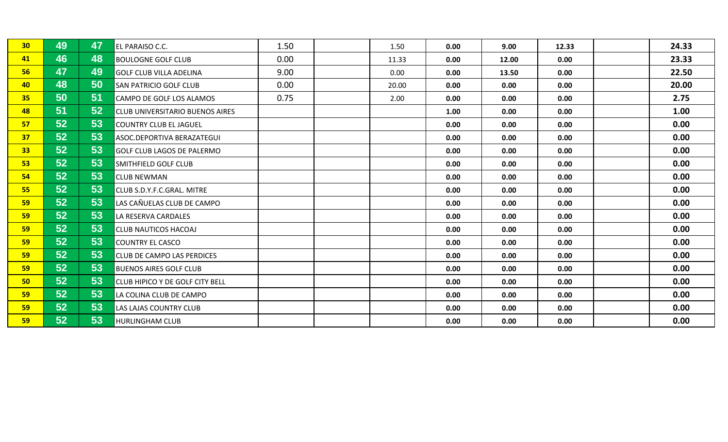| | | | | | | | | | | | |
|---|---|---|---|---|---|---|---|---|---|---|---|
| 30 | 49 | 47 | EL PARAISO C.C. | 1.50 | | 1.50 | 0.00 | 9.00 | 12.33 | | 24.33 |
| 41 | 46 | 48 | BOULOGNE GOLF CLUB | 0.00 | | 11.33 | 0.00 | 12.00 | 0.00 | | 23.33 |
| 56 | 47 | 49 | GOLF CLUB VILLA ADELINA | 9.00 | | 0.00 | 0.00 | 13.50 | 0.00 | | 22.50 |
| 40 | 48 | 50 | SAN PATRICIO GOLF CLUB | 0.00 | | 20.00 | 0.00 | 0.00 | 0.00 | | 20.00 |
| 35 | 50 | 51 | CAMPO DE GOLF LOS ALAMOS | 0.75 | | 2.00 | 0.00 | 0.00 | 0.00 | | 2.75 |
| 48 | 51 | 52 | CLUB UNIVERSITARIO BUENOS AIRES | | | | 1.00 | 0.00 | 0.00 | | 1.00 |
| 57 | 52 | 53 | COUNTRY CLUB EL JAGUEL | | | | 0.00 | 0.00 | 0.00 | | 0.00 |
| 37 | 52 | 53 | ASOC.DEPORTIVA BERAZATEGUI | | | | 0.00 | 0.00 | 0.00 | | 0.00 |
| 33 | 52 | 53 | GOLF CLUB LAGOS DE PALERMO | | | | 0.00 | 0.00 | 0.00 | | 0.00 |
| 53 | 52 | 53 | SMITHFIELD GOLF CLUB | | | | 0.00 | 0.00 | 0.00 | | 0.00 |
| 54 | 52 | 53 | CLUB NEWMAN | | | | 0.00 | 0.00 | 0.00 | | 0.00 |
| 55 | 52 | 53 | CLUB S.D.Y.F.C.GRAL. MITRE | | | | 0.00 | 0.00 | 0.00 | | 0.00 |
| 59 | 52 | 53 | LAS CAÑUELAS CLUB DE CAMPO | | | | 0.00 | 0.00 | 0.00 | | 0.00 |
| 59 | 52 | 53 | LA RESERVA CARDALES | | | | 0.00 | 0.00 | 0.00 | | 0.00 |
| 59 | 52 | 53 | CLUB NAUTICOS HACOAJ | | | | 0.00 | 0.00 | 0.00 | | 0.00 |
| 59 | 52 | 53 | COUNTRY EL CASCO | | | | 0.00 | 0.00 | 0.00 | | 0.00 |
| 59 | 52 | 53 | CLUB DE CAMPO LAS PERDICES | | | | 0.00 | 0.00 | 0.00 | | 0.00 |
| 59 | 52 | 53 | BUENOS AIRES GOLF CLUB | | | | 0.00 | 0.00 | 0.00 | | 0.00 |
| 50 | 52 | 53 | CLUB HIPICO Y DE GOLF CITY BELL | | | | 0.00 | 0.00 | 0.00 | | 0.00 |
| 59 | 52 | 53 | LA COLINA CLUB DE CAMPO | | | | 0.00 | 0.00 | 0.00 | | 0.00 |
| 59 | 52 | 53 | LAS LAJAS COUNTRY CLUB | | | | 0.00 | 0.00 | 0.00 | | 0.00 |
| 59 | 52 | 53 | HURLINGHAM CLUB | | | | 0.00 | 0.00 | 0.00 | | 0.00 |